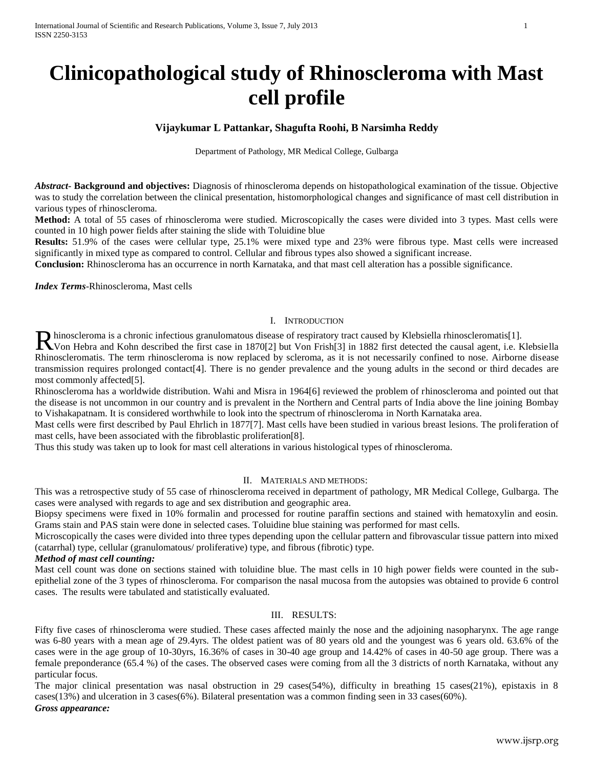# Clinicopathological study of Rhinoscleroma with Mast cell profile

**Vijaykumar L Pattankar, Shagufta Roohi, B Narsimha Reddy**

Department of Pathology, MR Medical College, Gulbarga

***Abstract*- Background and objectives:** Diagnosis of rhinoscleroma depends on histopathological examination of the tissue. Objective was to study the correlation between the clinical presentation, histomorphological changes and significance of mast cell distribution in various types of rhinoscleroma.

**Method:** A total of 55 cases of rhinoscleroma were studied. Microscopically the cases were divided into 3 types. Mast cells were counted in 10 high power fields after staining the slide with Toluidine blue

**Results:** 51.9% of the cases were cellular type, 25.1% were mixed type and 23% were fibrous type. Mast cells were increased significantly in mixed type as compared to control. Cellular and fibrous types also showed a significant increase.

**Conclusion:** Rhinoscleroma has an occurrence in north Karnataka, and that mast cell alteration has a possible significance.

***Index Terms***-Rhinoscleroma, Mast cells

## I. Introduction

Rhinoscleroma is a chronic infectious granulomatous disease of respiratory tract caused by Klebsiella rhinoscleromatis[1]. Von Hebra and Kohn described the first case in 1870[2] but Von Frish[3] in 1882 first detected the causal agent, i.e. Klebsiella Rhinoscleromatis. The term rhinoscleroma is now replaced by scleroma, as it is not necessarily confined to nose. Airborne disease transmission requires prolonged contact[4]. There is no gender prevalence and the young adults in the second or third decades are most commonly affected[5].

Rhinoscleroma has a worldwide distribution. Wahi and Misra in 1964[6] reviewed the problem of rhinoscleroma and pointed out that the disease is not uncommon in our country and is prevalent in the Northern and Central parts of India above the line joining Bombay to Vishakapatnam. It is considered worthwhile to look into the spectrum of rhinoscleroma in North Karnataka area.

Mast cells were first described by Paul Ehrlich in 1877[7]. Mast cells have been studied in various breast lesions. The proliferation of mast cells, have been associated with the fibroblastic proliferation[8].

Thus this study was taken up to look for mast cell alterations in various histological types of rhinoscleroma.

## II. Materials and methods:

This was a retrospective study of 55 case of rhinoscleroma received in department of pathology, MR Medical College, Gulbarga. The cases were analysed with regards to age and sex distribution and geographic area.

Biopsy specimens were fixed in 10% formalin and processed for routine paraffin sections and stained with hematoxylin and eosin. Grams stain and PAS stain were done in selected cases. Toluidine blue staining was performed for mast cells.

Microscopically the cases were divided into three types depending upon the cellular pattern and fibrovascular tissue pattern into mixed (catarrhal) type, cellular (granulomatous/ proliferative) type, and fibrous (fibrotic) type.

***Method of mast cell counting:***

Mast cell count was done on sections stained with toluidine blue. The mast cells in 10 high power fields were counted in the sub-epithelial zone of the 3 types of rhinoscleroma. For comparison the nasal mucosa from the autopsies was obtained to provide 6 control cases. The results were tabulated and statistically evaluated.

## III. Results:

Fifty five cases of rhinoscleroma were studied. These cases affected mainly the nose and the adjoining nasopharynx. The age range was 6-80 years with a mean age of 29.4yrs. The oldest patient was of 80 years old and the youngest was 6 years old. 63.6% of the cases were in the age group of 10-30yrs, 16.36% of cases in 30-40 age group and 14.42% of cases in 40-50 age group. There was a female preponderance (65.4 %) of the cases. The observed cases were coming from all the 3 districts of north Karnataka, without any particular focus.

The major clinical presentation was nasal obstruction in 29 cases(54%), difficulty in breathing 15 cases(21%), epistaxis in 8 cases(13%) and ulceration in 3 cases(6%). Bilateral presentation was a common finding seen in 33 cases(60%).

***Gross appearance:***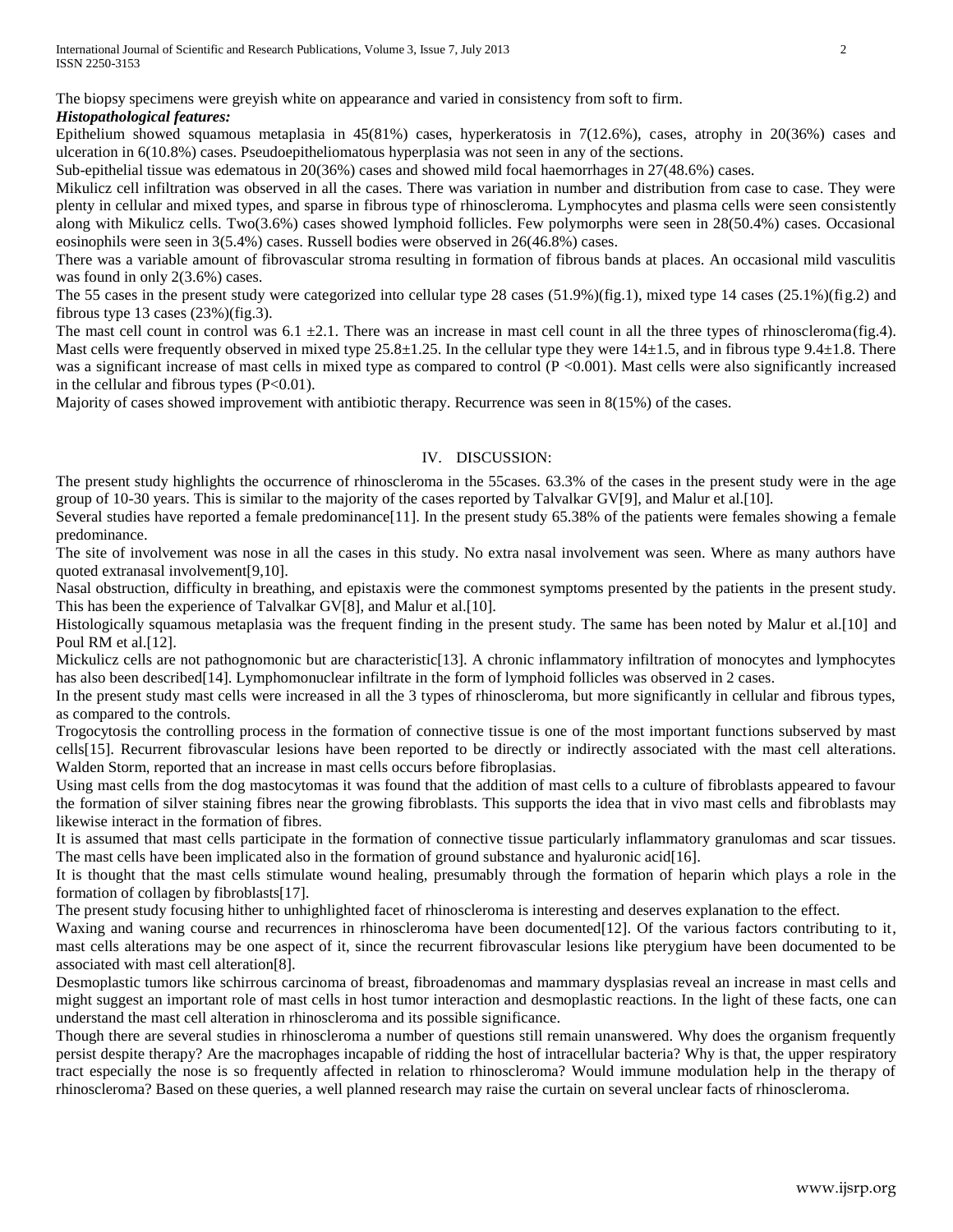The biopsy specimens were greyish white on appearance and varied in consistency from soft to firm.

***Histopathological features:***

Epithelium showed squamous metaplasia in 45(81%) cases, hyperkeratosis in 7(12.6%), cases, atrophy in 20(36%) cases and ulceration in 6(10.8%) cases. Pseudoepitheliomatous hyperplasia was not seen in any of the sections.

Sub-epithelial tissue was edematous in 20(36%) cases and showed mild focal haemorrhages in 27(48.6%) cases.

Mikulicz cell infiltration was observed in all the cases. There was variation in number and distribution from case to case. They were plenty in cellular and mixed types, and sparse in fibrous type of rhinoscleroma. Lymphocytes and plasma cells were seen consistently along with Mikulicz cells. Two(3.6%) cases showed lymphoid follicles. Few polymorphs were seen in 28(50.4%) cases. Occasional eosinophils were seen in 3(5.4%) cases. Russell bodies were observed in 26(46.8%) cases.

There was a variable amount of fibrovascular stroma resulting in formation of fibrous bands at places. An occasional mild vasculitis was found in only 2(3.6%) cases.

The 55 cases in the present study were categorized into cellular type 28 cases (51.9%)(fig.1), mixed type 14 cases (25.1%)(fig.2) and fibrous type 13 cases (23%)(fig.3).

The mast cell count in control was $6.1 \pm 2.1$. There was an increase in mast cell count in all the three types of rhinoscleroma(fig.4). Mast cells were frequently observed in mixed type $25.8 \pm 1.25$. In the cellular type they were $14 \pm 1.5$, and in fibrous type $9.4 \pm 1.8$. There was a significant increase of mast cells in mixed type as compared to control ($P < 0.001$). Mast cells were also significantly increased in the cellular and fibrous types ($P < 0.01$).

Majority of cases showed improvement with antibiotic therapy. Recurrence was seen in 8(15%) of the cases.

## IV. DISCUSSION:

The present study highlights the occurrence of rhinoscleroma in the 55cases. 63.3% of the cases in the present study were in the age group of 10-30 years. This is similar to the majority of the cases reported by Talvalkar GV[9], and Malur et al.[10].

Several studies have reported a female predominance[11]. In the present study 65.38% of the patients were females showing a female predominance.

The site of involvement was nose in all the cases in this study. No extra nasal involvement was seen. Where as many authors have quoted extranasal involvement[9,10].

Nasal obstruction, difficulty in breathing, and epistaxis were the commonest symptoms presented by the patients in the present study. This has been the experience of Talvalkar GV[8], and Malur et al.[10].

Histologically squamous metaplasia was the frequent finding in the present study. The same has been noted by Malur et al.[10] and Poul RM et al.[12].

Mickulicz cells are not pathognomonic but are characteristic[13]. A chronic inflammatory infiltration of monocytes and lymphocytes has also been described[14]. Lymphomonuclear infiltrate in the form of lymphoid follicles was observed in 2 cases.

In the present study mast cells were increased in all the 3 types of rhinoscleroma, but more significantly in cellular and fibrous types, as compared to the controls.

Trogocytosis the controlling process in the formation of connective tissue is one of the most important functions subserved by mast cells[15]. Recurrent fibrovascular lesions have been reported to be directly or indirectly associated with the mast cell alterations. Walden Storm, reported that an increase in mast cells occurs before fibroplasias.

Using mast cells from the dog mastocytomas it was found that the addition of mast cells to a culture of fibroblasts appeared to favour the formation of silver staining fibres near the growing fibroblasts. This supports the idea that in vivo mast cells and fibroblasts may likewise interact in the formation of fibres.

It is assumed that mast cells participate in the formation of connective tissue particularly inflammatory granulomas and scar tissues. The mast cells have been implicated also in the formation of ground substance and hyaluronic acid[16].

It is thought that the mast cells stimulate wound healing, presumably through the formation of heparin which plays a role in the formation of collagen by fibroblasts[17].

The present study focusing hither to unhighlighted facet of rhinoscleroma is interesting and deserves explanation to the effect.

Waxing and waning course and recurrences in rhinoscleroma have been documented[12]. Of the various factors contributing to it, mast cells alterations may be one aspect of it, since the recurrent fibrovascular lesions like pterygium have been documented to be associated with mast cell alteration[8].

Desmoplastic tumors like schirrous carcinoma of breast, fibroadenomas and mammary dysplasias reveal an increase in mast cells and might suggest an important role of mast cells in host tumor interaction and desmoplastic reactions. In the light of these facts, one can understand the mast cell alteration in rhinoscleroma and its possible significance.

Though there are several studies in rhinoscleroma a number of questions still remain unanswered. Why does the organism frequently persist despite therapy? Are the macrophages incapable of ridding the host of intracellular bacteria? Why is that, the upper respiratory tract especially the nose is so frequently affected in relation to rhinoscleroma? Would immune modulation help in the therapy of rhinoscleroma? Based on these queries, a well planned research may raise the curtain on several unclear facts of rhinoscleroma.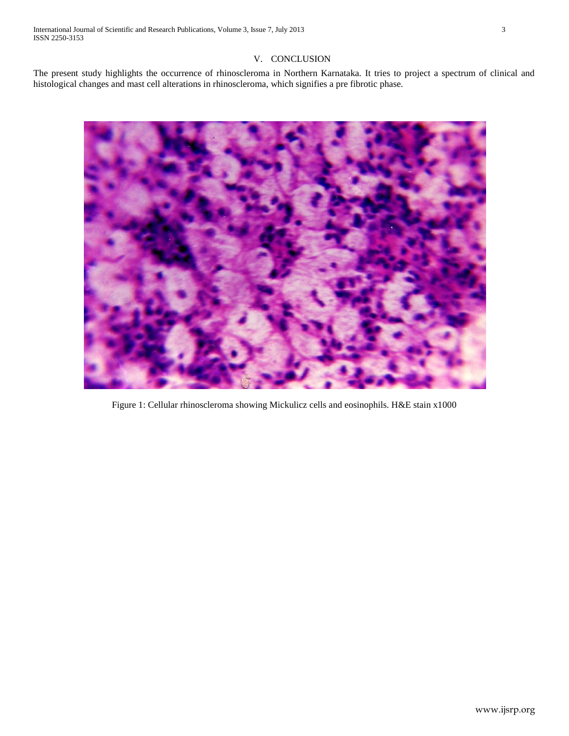## V. CONCLUSION

The present study highlights the occurrence of rhinoscleroma in Northern Karnataka. It tries to project a spectrum of clinical and histological changes and mast cell alterations in rhinoscleroma, which signifies a pre fibrotic phase.

Figure 1: Cellular rhinoscleroma showing Mickulicz cells and eosinophils. H&E stain x1000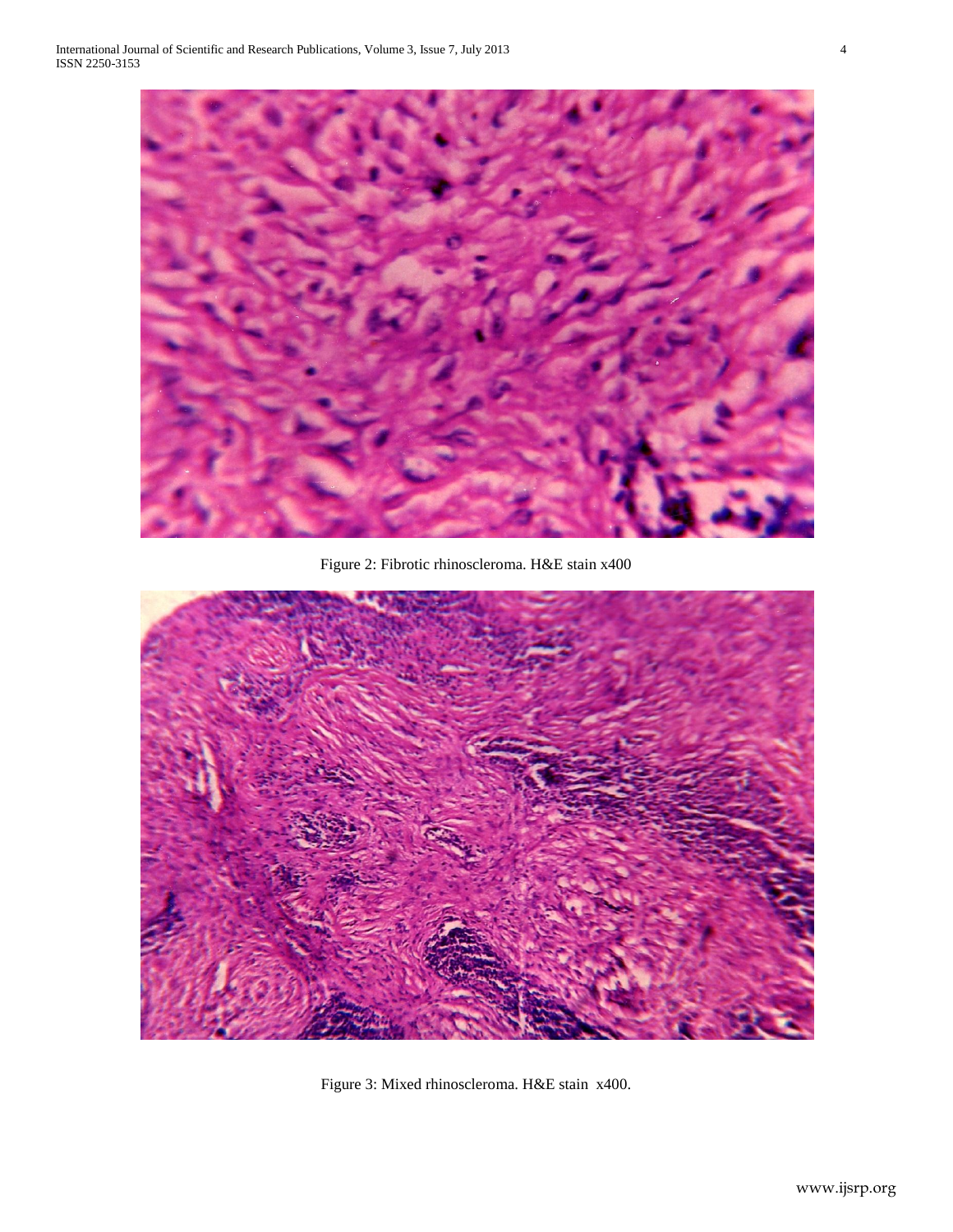Figure 2: Fibrotic rhinoscleroma. H&E stain x400

Figure 3: Mixed rhinoscleroma. H&E stain x400.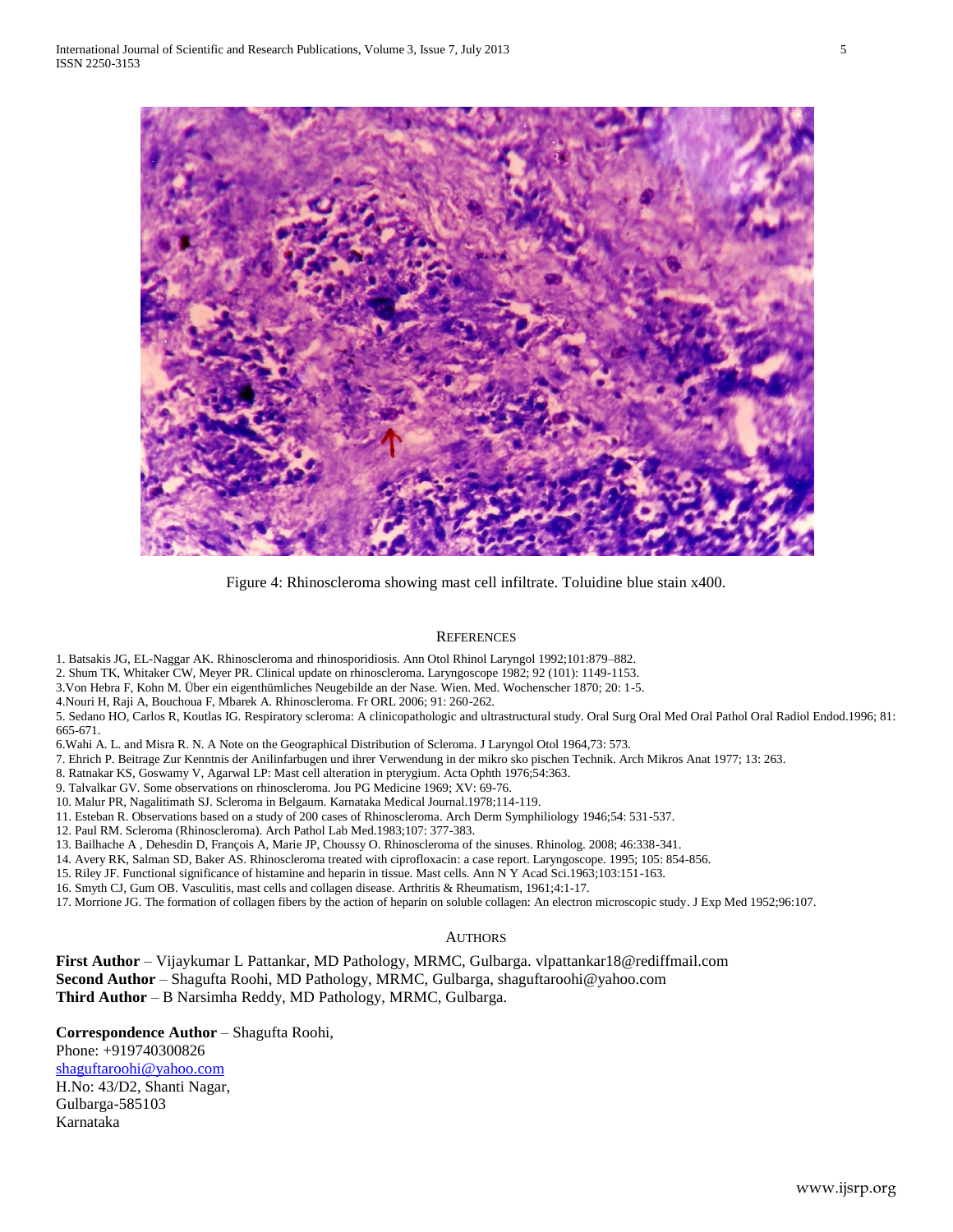Figure 4: Rhinoscleroma showing mast cell infiltrate. Toluidine blue stain x400.

## REFERENCES

1. Batsakis JG, EL-Naggar AK. Rhinoscleroma and rhinosporidiosis. Ann Otol Rhinol Laryngol 1992;101:879–882.
2. Shum TK, Whitaker CW, Meyer PR. Clinical update on rhinoscleroma. Laryngoscope 1982; 92 (101): 1149-1153.
3. Von Hebra F, Kohn M. Über ein eigenthümliches Neugebilde an der Nase. Wien. Med. Wochenscher 1870; 20: 1-5.
4. Nouri H, Raji A, Bouchoua F, Mbarek A. Rhinoscleroma. Fr ORL 2006; 91: 260-262.
5. Sedano HO, Carlos R, Koutlas IG. Respiratory scleroma: A clinicopathologic and ultrastructural study. Oral Surg Oral Med Oral Pathol Oral Radiol Endod.1996; 81: 665-671.
6. Wahi A. L. and Misra R. N. A Note on the Geographical Distribution of Scleroma. J Laryngol Otol 1964,73: 573.
7. Ehrich P. Beitrage Zur Kenntnis der Anilinfarbugen und ihrer Verwendung in der mikro sko pischen Technik. Arch Mikros Anat 1977; 13: 263.
8. Ratnakar KS, Goswamy V, Agarwal LP: Mast cell alteration in pterygium. Acta Ophth 1976;54:363.
9. Talvalkar GV. Some observations on rhinoscleroma. Jou PG Medicine 1969; XV: 69-76.
10. Malur PR, Nagalitimath SJ. Scleroma in Belgaum. Karnataka Medical Journal.1978;114-119.
11. Esteban R. Observations based on a study of 200 cases of Rhinoscleroma. Arch Derm Symphiliology 1946;54: 531-537.
12. Paul RM. Scleroma (Rhinoscleroma). Arch Pathol Lab Med.1983;107: 377-383.
13. Bailhache A , Dehesdin D, François A, Marie JP, Choussy O. Rhinoscleroma of the sinuses. Rhinolog. 2008; 46:338-341.
14. Avery RK, Salman SD, Baker AS. Rhinoscleroma treated with ciprofloxacin: a case report. Laryngoscope. 1995; 105: 854-856.
15. Riley JF. Functional significance of histamine and heparin in tissue. Mast cells. Ann N Y Acad Sci.1963;103:151-163.
16. Smyth CJ, Gum OB. Vasculitis, mast cells and collagen disease. Arthritis & Rheumatism, 1961;4:1-17.
17. Morrione JG. The formation of collagen fibers by the action of heparin on soluble collagen: An electron microscopic study. J Exp Med 1952;96:107.

## AUTHORS

**First Author** – Vijaykumar L Pattankar, MD Pathology, MRMC, Gulbarga. vlpattankar18@rediffmail.com
**Second Author** – Shagufta Roohi, MD Pathology, MRMC, Gulbarga, shaguftaroohi@yahoo.com
**Third Author** – B Narsimha Reddy, MD Pathology, MRMC, Gulbarga.

**Correspondence Author** – Shagufta Roohi,
Phone: +919740300826
shaguftaroohi@yahoo.com
H.No: 43/D2, Shanti Nagar,
Gulbarga-585103
Karnataka